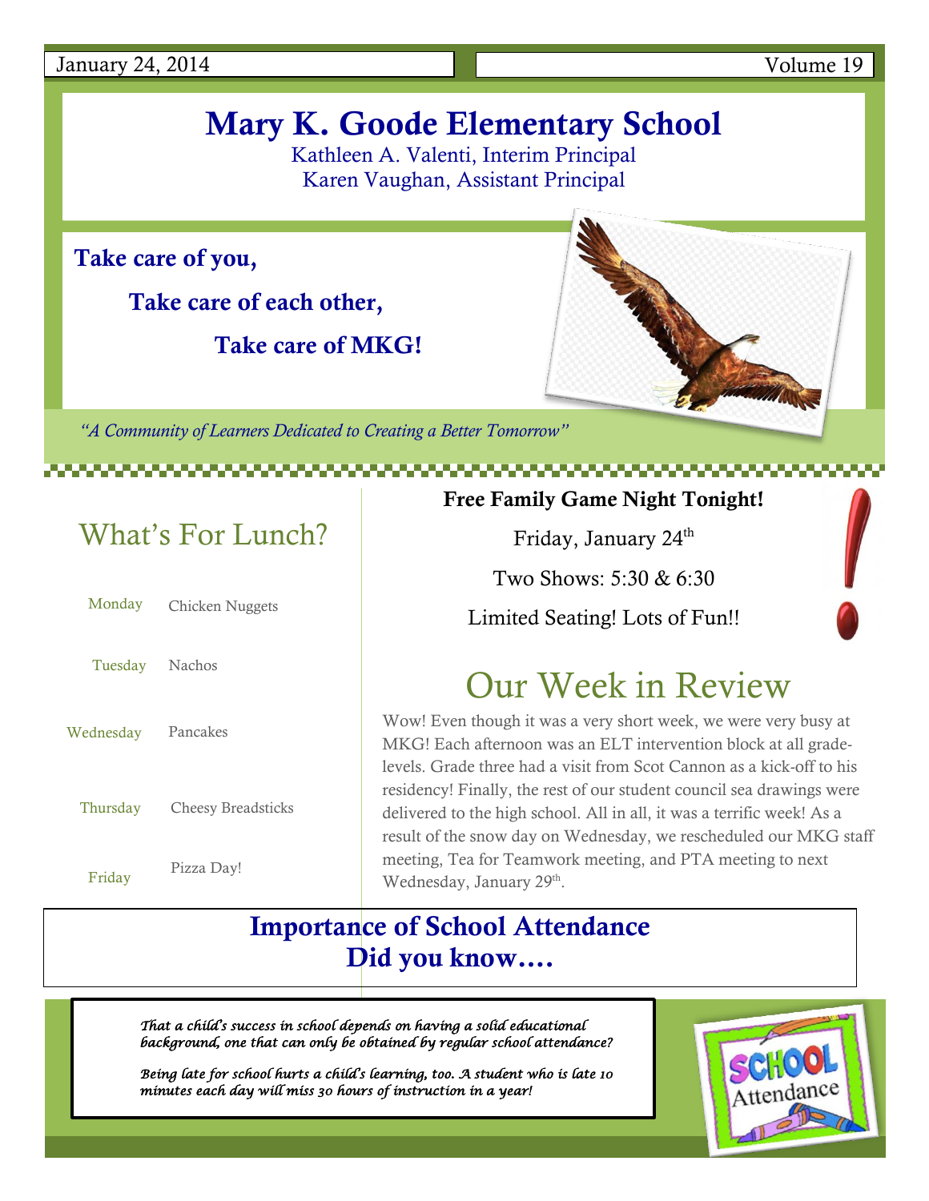January 24, 2014 | Volume 19

# Mary K. Goode Elementary School

Kathleen A. Valenti, Interim Principal
Karen Vaughan, Assistant Principal

**Take care of you,**

**Take care of each other,**

**Take care of MKG!**

*"A Community of Learners Dedicated to Creating a Better Tomorrow"*

## What's For Lunch?

| Day | Lunch |
|---|---|
| Monday | Chicken Nuggets |
| Tuesday | Nachos |
| Wednesday | Pancakes |
| Thursday | Cheesy Breadsticks |
| Friday | Pizza Day! |

**Free Family Game Night Tonight!**

Friday, January 24th

Two Shows: 5:30 & 6:30

Limited Seating! Lots of Fun!!

## Our Week in Review

Wow! Even though it was a very short week, we were very busy at MKG! Each afternoon was an ELT intervention block at all grade-levels. Grade three had a visit from Scot Cannon as a kick-off to his residency! Finally, the rest of our student council sea drawings were delivered to the high school. All in all, it was a terrific week! As a result of the snow day on Wednesday, we rescheduled our MKG staff meeting, Tea for Teamwork meeting, and PTA meeting to next Wednesday, January 29th.

## Importance of School Attendance
## Did you know….

*That a child's success in school depends on having a solid educational background, one that can only be obtained by regular school attendance?*

*Being late for school hurts a child's learning, too. A student who is late 10 minutes each day will miss 30 hours of instruction in a year!*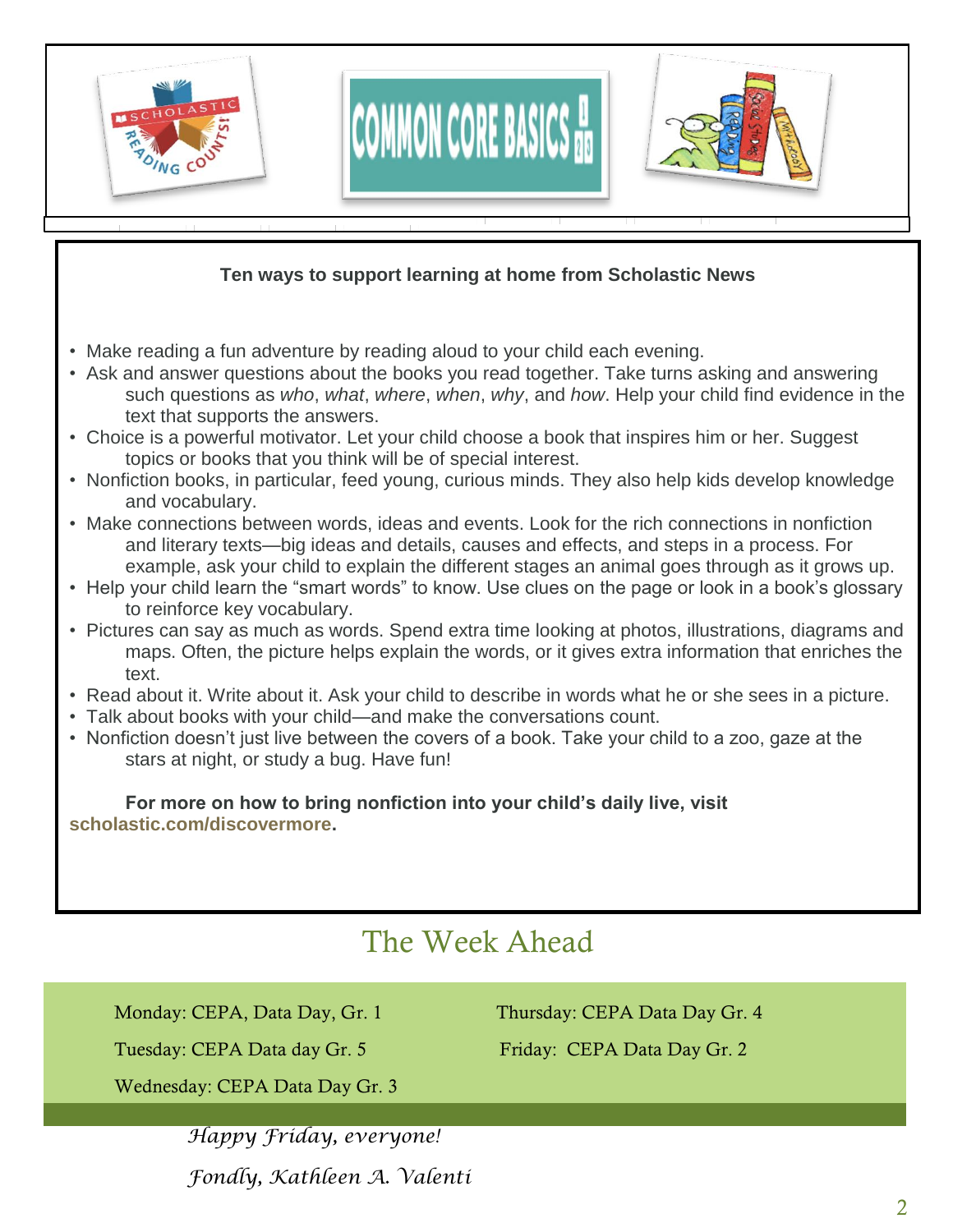**Ten ways to support learning at home from Scholastic News**

- Make reading a fun adventure by reading aloud to your child each evening.
- Ask and answer questions about the books you read together. Take turns asking and answering such questions as *who*, *what*, *where*, *when*, *why*, and *how*. Help your child find evidence in the text that supports the answers.
- Choice is a powerful motivator. Let your child choose a book that inspires him or her. Suggest topics or books that you think will be of special interest.
- Nonfiction books, in particular, feed young, curious minds. They also help kids develop knowledge and vocabulary.
- Make connections between words, ideas and events. Look for the rich connections in nonfiction and literary texts—big ideas and details, causes and effects, and steps in a process. For example, ask your child to explain the different stages an animal goes through as it grows up.
- Help your child learn the "smart words" to know. Use clues on the page or look in a book's glossary to reinforce key vocabulary.
- Pictures can say as much as words. Spend extra time looking at photos, illustrations, diagrams and maps. Often, the picture helps explain the words, or it gives extra information that enriches the text.
- Read about it. Write about it. Ask your child to describe in words what he or she sees in a picture.
- Talk about books with your child—and make the conversations count.
- Nonfiction doesn't just live between the covers of a book. Take your child to a zoo, gaze at the stars at night, or study a bug. Have fun!

**For more on how to bring nonfiction into your child's daily live, visit scholastic.com/discovermore.**

## The Week Ahead

Monday: CEPA, Data Day, Gr. 1

Tuesday: CEPA Data day Gr. 5

Wednesday: CEPA Data Day Gr. 3

Thursday: CEPA Data Day Gr. 4

Friday: CEPA Data Day Gr. 2

*Happy Friday, everyone!*

*Fondly, Kathleen A. Valenti*